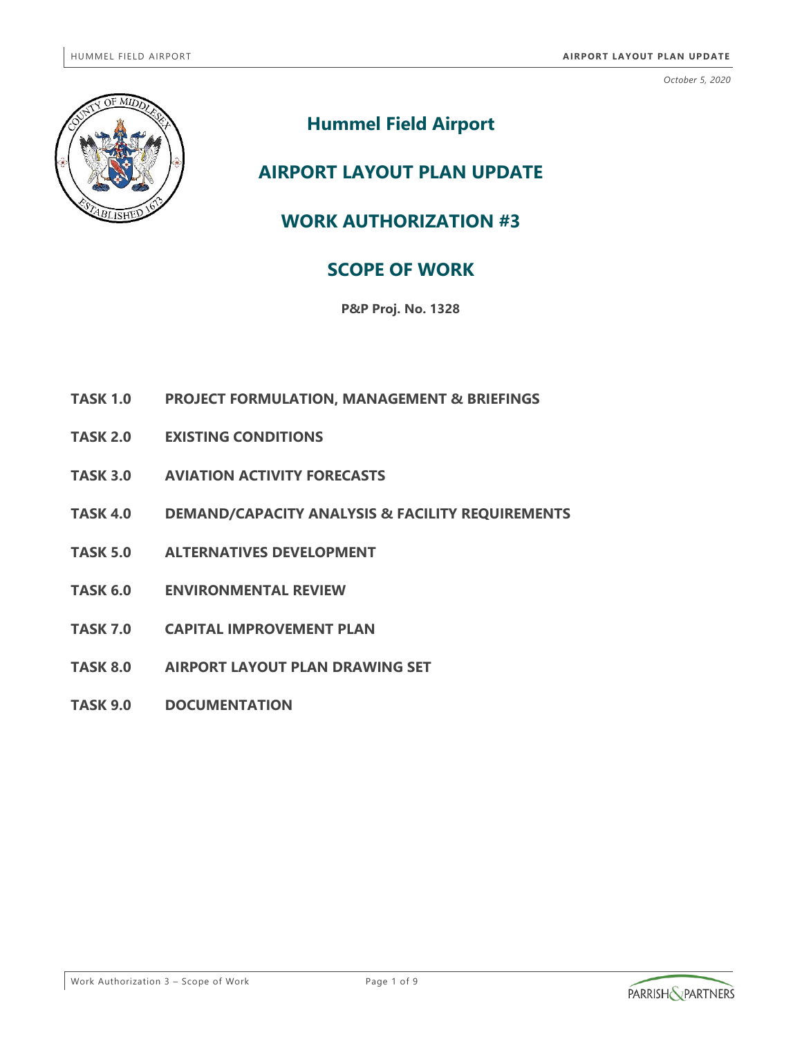*October 5, 2020*

# Hummel Field Airport

# AIRPORT LAYOUT PLAN UPDATE

# WORK AUTHORIZATION #3

# SCOPE OF WORK

**P&P Proj. No. 1328**

**TASK 1.0 PROJECT FORMULATION, MANAGEMENT & BRIEFINGS**

**TASK 2.0 EXISTING CONDITIONS**

**TASK 3.0 AVIATION ACTIVITY FORECASTS**

**TASK 4.0 DEMAND/CAPACITY ANALYSIS & FACILITY REQUIREMENTS**

**TASK 5.0 ALTERNATIVES DEVELOPMENT**

**TASK 6.0 ENVIRONMENTAL REVIEW**

**TASK 7.0 CAPITAL IMPROVEMENT PLAN**

**TASK 8.0 AIRPORT LAYOUT PLAN DRAWING SET**

**TASK 9.0 DOCUMENTATION**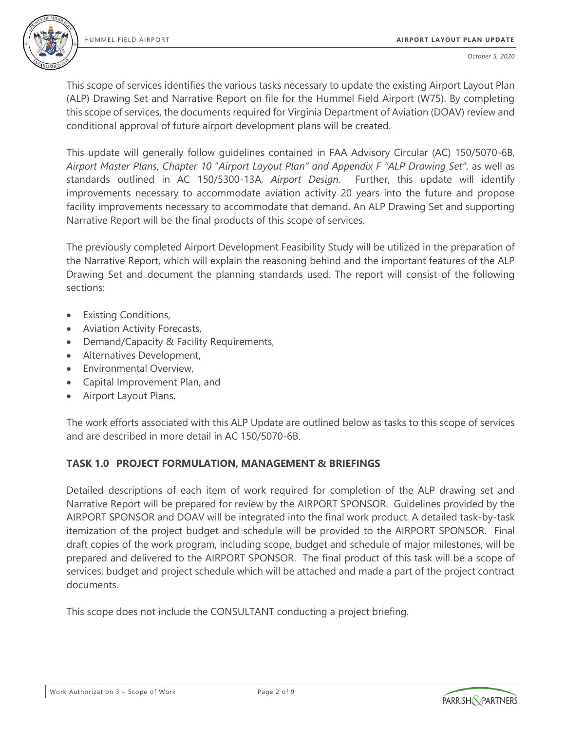This scope of services identifies the various tasks necessary to update the existing Airport Layout Plan (ALP) Drawing Set and Narrative Report on file for the Hummel Field Airport (W75). By completing this scope of services, the documents required for Virginia Department of Aviation (DOAV) review and conditional approval of future airport development plans will be created.

This update will generally follow guidelines contained in FAA Advisory Circular (AC) 150/5070-6B, *Airport Master Plans*, *Chapter 10 "Airport Layout Plan" and Appendix F "ALP Drawing Set"*, as well as standards outlined in AC 150/5300-13A, *Airport Design*. Further, this update will identify improvements necessary to accommodate aviation activity 20 years into the future and propose facility improvements necessary to accommodate that demand. An ALP Drawing Set and supporting Narrative Report will be the final products of this scope of services.

The previously completed Airport Development Feasibility Study will be utilized in the preparation of the Narrative Report, which will explain the reasoning behind and the important features of the ALP Drawing Set and document the planning standards used. The report will consist of the following sections:

- Existing Conditions,
- Aviation Activity Forecasts,
- Demand/Capacity & Facility Requirements,
- Alternatives Development,
- Environmental Overview,
- Capital Improvement Plan, and
- Airport Layout Plans.

The work efforts associated with this ALP Update are outlined below as tasks to this scope of services and are described in more detail in AC 150/5070-6B.

## TASK 1.0 PROJECT FORMULATION, MANAGEMENT & BRIEFINGS

Detailed descriptions of each item of work required for completion of the ALP drawing set and Narrative Report will be prepared for review by the AIRPORT SPONSOR. Guidelines provided by the AIRPORT SPONSOR and DOAV will be integrated into the final work product. A detailed task-by-task itemization of the project budget and schedule will be provided to the AIRPORT SPONSOR. Final draft copies of the work program, including scope, budget and schedule of major milestones, will be prepared and delivered to the AIRPORT SPONSOR. The final product of this task will be a scope of services, budget and project schedule which will be attached and made a part of the project contract documents.

This scope does not include the CONSULTANT conducting a project briefing.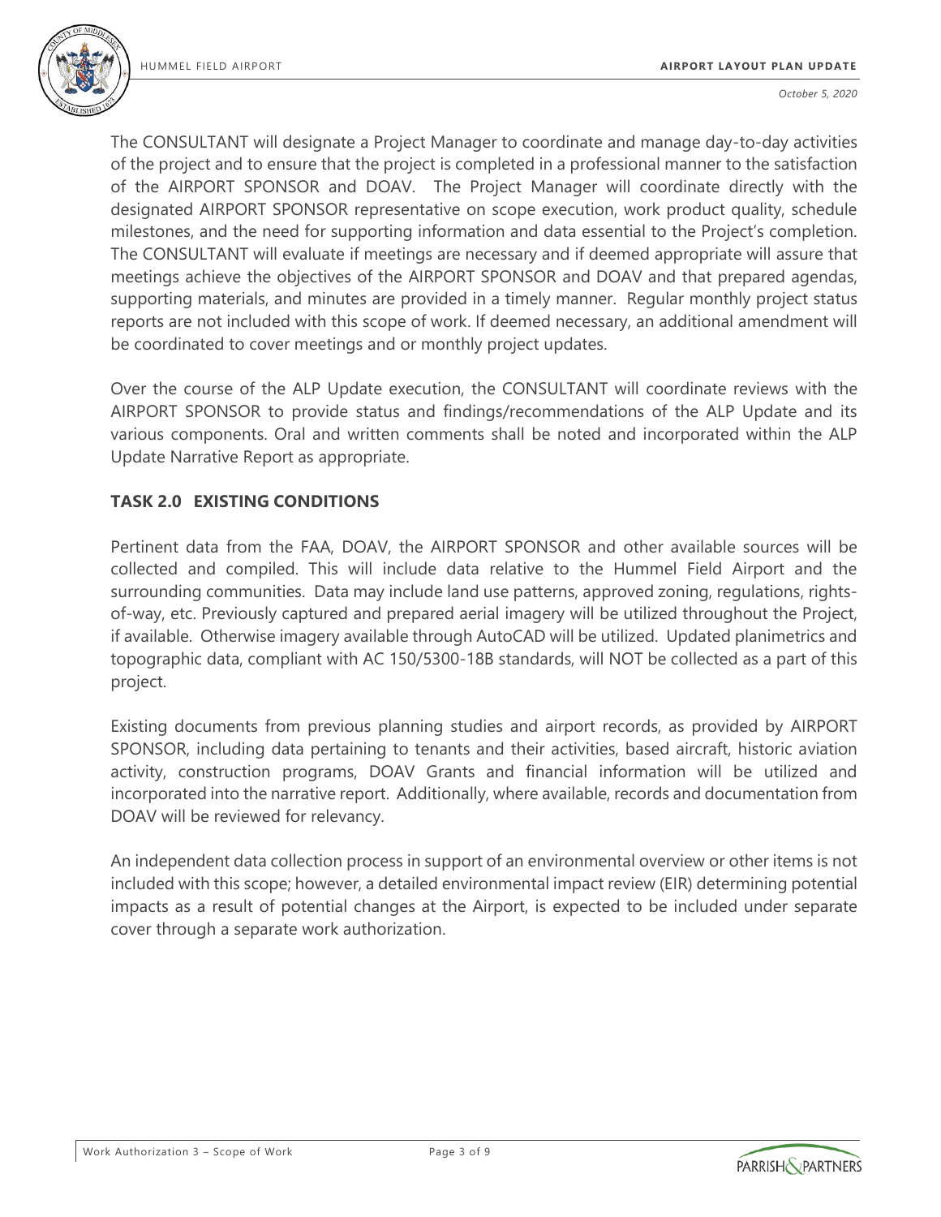The CONSULTANT will designate a Project Manager to coordinate and manage day-to-day activities of the project and to ensure that the project is completed in a professional manner to the satisfaction of the AIRPORT SPONSOR and DOAV. The Project Manager will coordinate directly with the designated AIRPORT SPONSOR representative on scope execution, work product quality, schedule milestones, and the need for supporting information and data essential to the Project's completion. The CONSULTANT will evaluate if meetings are necessary and if deemed appropriate will assure that meetings achieve the objectives of the AIRPORT SPONSOR and DOAV and that prepared agendas, supporting materials, and minutes are provided in a timely manner. Regular monthly project status reports are not included with this scope of work. If deemed necessary, an additional amendment will be coordinated to cover meetings and or monthly project updates.

Over the course of the ALP Update execution, the CONSULTANT will coordinate reviews with the AIRPORT SPONSOR to provide status and findings/recommendations of the ALP Update and its various components. Oral and written comments shall be noted and incorporated within the ALP Update Narrative Report as appropriate.

## TASK 2.0 EXISTING CONDITIONS

Pertinent data from the FAA, DOAV, the AIRPORT SPONSOR and other available sources will be collected and compiled. This will include data relative to the Hummel Field Airport and the surrounding communities. Data may include land use patterns, approved zoning, regulations, rights-of-way, etc. Previously captured and prepared aerial imagery will be utilized throughout the Project, if available. Otherwise imagery available through AutoCAD will be utilized. Updated planimetrics and topographic data, compliant with AC 150/5300-18B standards, will NOT be collected as a part of this project.

Existing documents from previous planning studies and airport records, as provided by AIRPORT SPONSOR, including data pertaining to tenants and their activities, based aircraft, historic aviation activity, construction programs, DOAV Grants and financial information will be utilized and incorporated into the narrative report. Additionally, where available, records and documentation from DOAV will be reviewed for relevancy.

An independent data collection process in support of an environmental overview or other items is not included with this scope; however, a detailed environmental impact review (EIR) determining potential impacts as a result of potential changes at the Airport, is expected to be included under separate cover through a separate work authorization.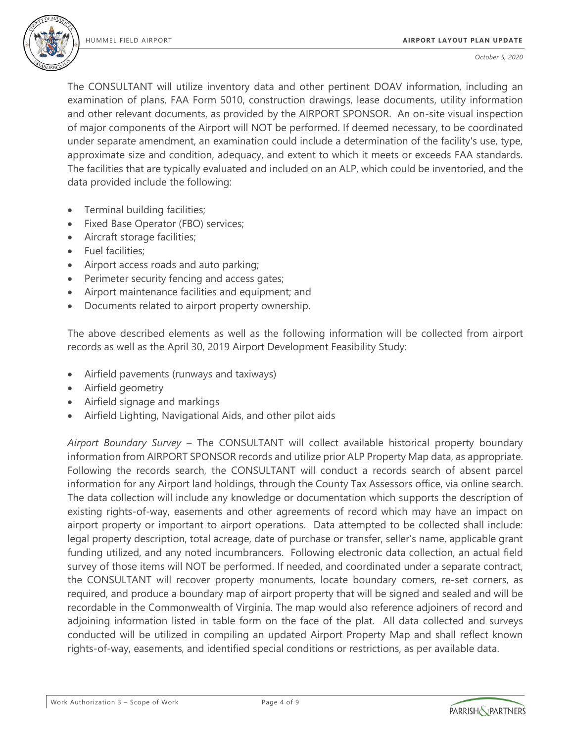The CONSULTANT will utilize inventory data and other pertinent DOAV information, including an examination of plans, FAA Form 5010, construction drawings, lease documents, utility information and other relevant documents, as provided by the AIRPORT SPONSOR. An on-site visual inspection of major components of the Airport will NOT be performed. If deemed necessary, to be coordinated under separate amendment, an examination could include a determination of the facility's use, type, approximate size and condition, adequacy, and extent to which it meets or exceeds FAA standards. The facilities that are typically evaluated and included on an ALP, which could be inventoried, and the data provided include the following:

- Terminal building facilities;
- Fixed Base Operator (FBO) services;
- Aircraft storage facilities;
- Fuel facilities;
- Airport access roads and auto parking;
- Perimeter security fencing and access gates;
- Airport maintenance facilities and equipment; and
- Documents related to airport property ownership.

The above described elements as well as the following information will be collected from airport records as well as the April 30, 2019 Airport Development Feasibility Study:

- Airfield pavements (runways and taxiways)
- Airfield geometry
- Airfield signage and markings
- Airfield Lighting, Navigational Aids, and other pilot aids

*Airport Boundary Survey* – The CONSULTANT will collect available historical property boundary information from AIRPORT SPONSOR records and utilize prior ALP Property Map data, as appropriate. Following the records search, the CONSULTANT will conduct a records search of absent parcel information for any Airport land holdings, through the County Tax Assessors office, via online search. The data collection will include any knowledge or documentation which supports the description of existing rights-of-way, easements and other agreements of record which may have an impact on airport property or important to airport operations. Data attempted to be collected shall include: legal property description, total acreage, date of purchase or transfer, seller's name, applicable grant funding utilized, and any noted incumbrancers. Following electronic data collection, an actual field survey of those items will NOT be performed. If needed, and coordinated under a separate contract, the CONSULTANT will recover property monuments, locate boundary comers, re-set corners, as required, and produce a boundary map of airport property that will be signed and sealed and will be recordable in the Commonwealth of Virginia. The map would also reference adjoiners of record and adjoining information listed in table form on the face of the plat. All data collected and surveys conducted will be utilized in compiling an updated Airport Property Map and shall reflect known rights-of-way, easements, and identified special conditions or restrictions, as per available data.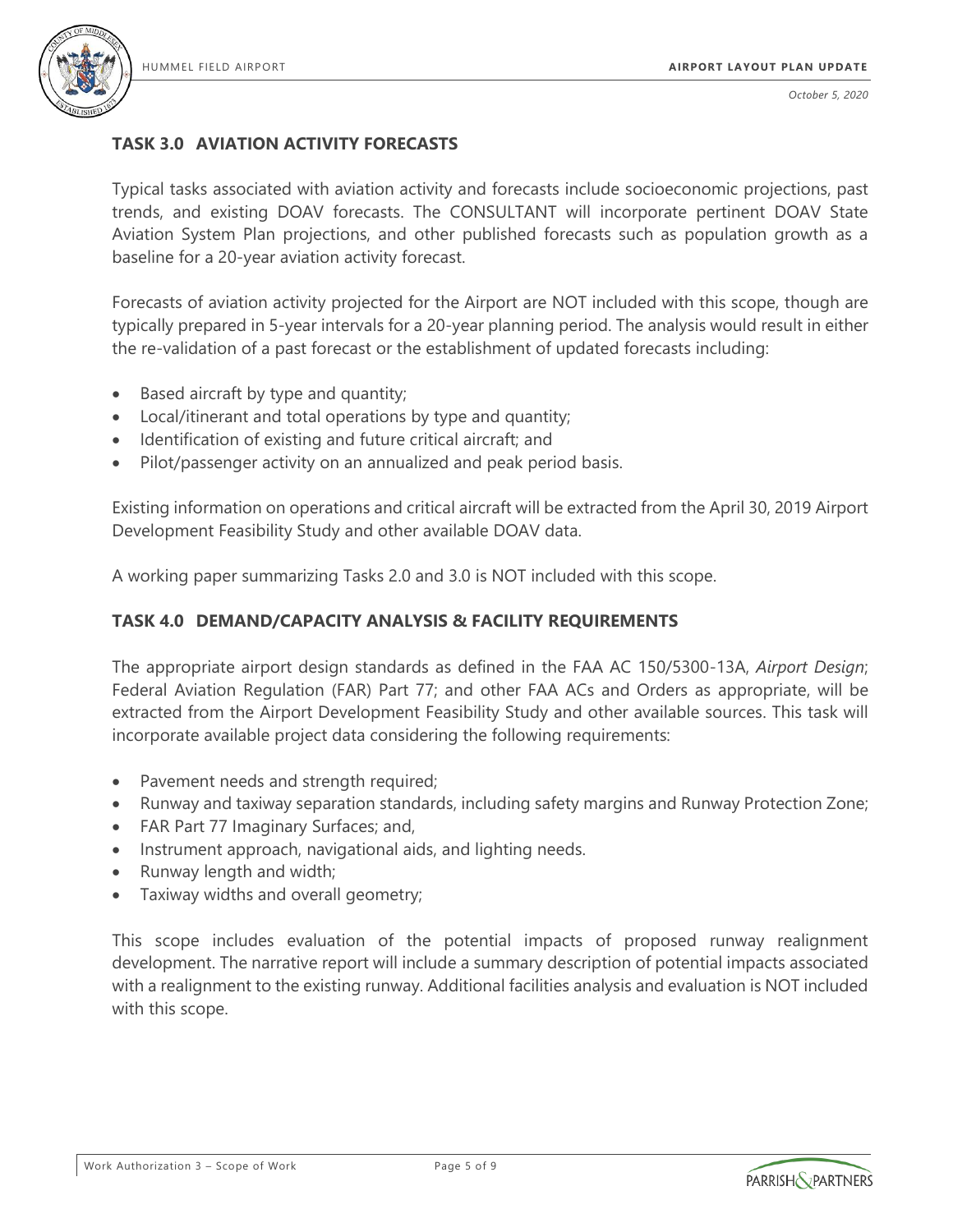## TASK 3.0 AVIATION ACTIVITY FORECASTS

Typical tasks associated with aviation activity and forecasts include socioeconomic projections, past trends, and existing DOAV forecasts. The CONSULTANT will incorporate pertinent DOAV State Aviation System Plan projections, and other published forecasts such as population growth as a baseline for a 20-year aviation activity forecast.

Forecasts of aviation activity projected for the Airport are NOT included with this scope, though are typically prepared in 5-year intervals for a 20-year planning period. The analysis would result in either the re-validation of a past forecast or the establishment of updated forecasts including:

- Based aircraft by type and quantity;
- Local/itinerant and total operations by type and quantity;
- Identification of existing and future critical aircraft; and
- Pilot/passenger activity on an annualized and peak period basis.

Existing information on operations and critical aircraft will be extracted from the April 30, 2019 Airport Development Feasibility Study and other available DOAV data.

A working paper summarizing Tasks 2.0 and 3.0 is NOT included with this scope.

## TASK 4.0 DEMAND/CAPACITY ANALYSIS & FACILITY REQUIREMENTS

The appropriate airport design standards as defined in the FAA AC 150/5300-13A, *Airport Design*; Federal Aviation Regulation (FAR) Part 77; and other FAA ACs and Orders as appropriate, will be extracted from the Airport Development Feasibility Study and other available sources. This task will incorporate available project data considering the following requirements:

- Pavement needs and strength required;
- Runway and taxiway separation standards, including safety margins and Runway Protection Zone;
- FAR Part 77 Imaginary Surfaces; and,
- Instrument approach, navigational aids, and lighting needs.
- Runway length and width;
- Taxiway widths and overall geometry;

This scope includes evaluation of the potential impacts of proposed runway realignment development. The narrative report will include a summary description of potential impacts associated with a realignment to the existing runway. Additional facilities analysis and evaluation is NOT included with this scope.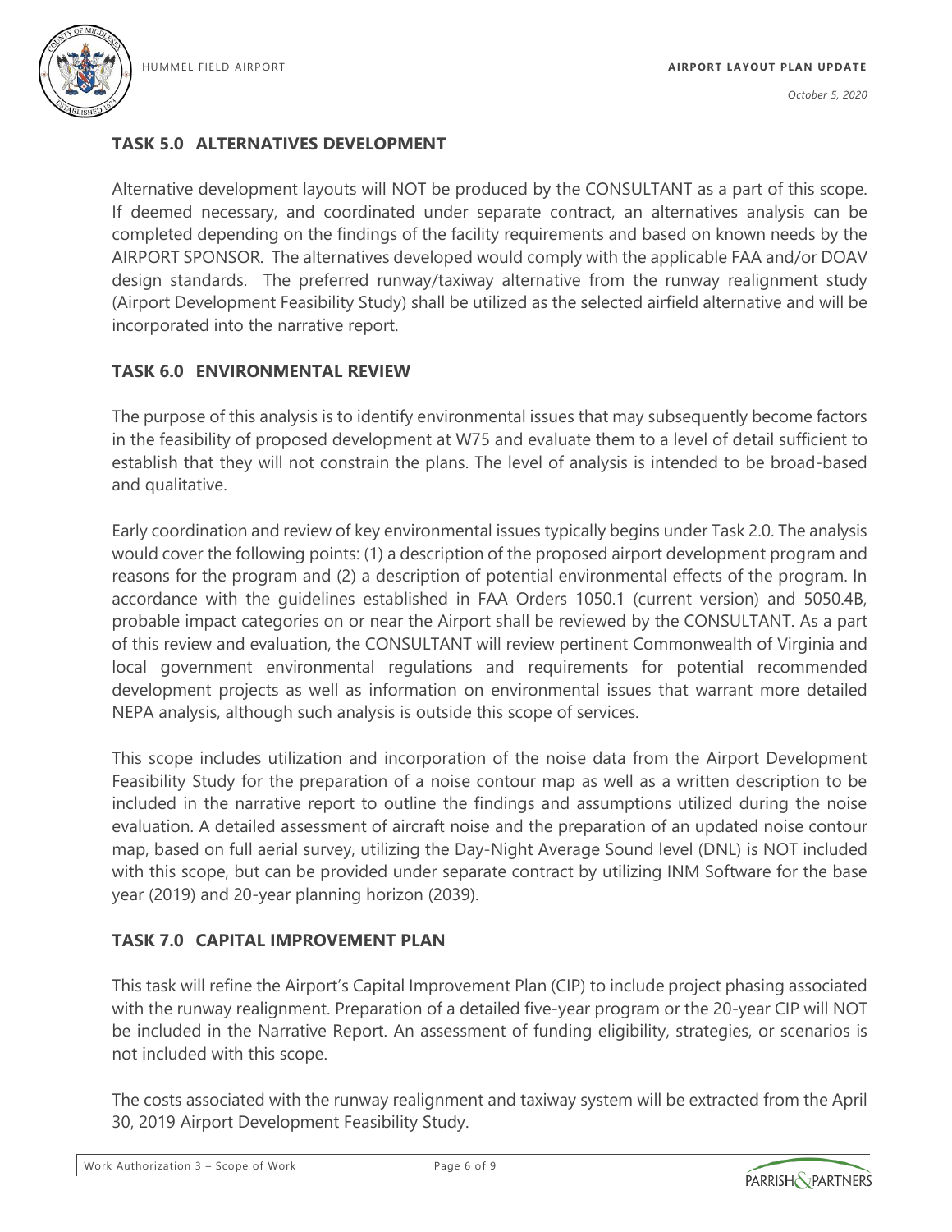## TASK 5.0 ALTERNATIVES DEVELOPMENT

Alternative development layouts will NOT be produced by the CONSULTANT as a part of this scope. If deemed necessary, and coordinated under separate contract, an alternatives analysis can be completed depending on the findings of the facility requirements and based on known needs by the AIRPORT SPONSOR. The alternatives developed would comply with the applicable FAA and/or DOAV design standards. The preferred runway/taxiway alternative from the runway realignment study (Airport Development Feasibility Study) shall be utilized as the selected airfield alternative and will be incorporated into the narrative report.

## TASK 6.0 ENVIRONMENTAL REVIEW

The purpose of this analysis is to identify environmental issues that may subsequently become factors in the feasibility of proposed development at W75 and evaluate them to a level of detail sufficient to establish that they will not constrain the plans. The level of analysis is intended to be broad-based and qualitative.

Early coordination and review of key environmental issues typically begins under Task 2.0. The analysis would cover the following points: (1) a description of the proposed airport development program and reasons for the program and (2) a description of potential environmental effects of the program. In accordance with the guidelines established in FAA Orders 1050.1 (current version) and 5050.4B, probable impact categories on or near the Airport shall be reviewed by the CONSULTANT. As a part of this review and evaluation, the CONSULTANT will review pertinent Commonwealth of Virginia and local government environmental regulations and requirements for potential recommended development projects as well as information on environmental issues that warrant more detailed NEPA analysis, although such analysis is outside this scope of services.

This scope includes utilization and incorporation of the noise data from the Airport Development Feasibility Study for the preparation of a noise contour map as well as a written description to be included in the narrative report to outline the findings and assumptions utilized during the noise evaluation. A detailed assessment of aircraft noise and the preparation of an updated noise contour map, based on full aerial survey, utilizing the Day-Night Average Sound level (DNL) is NOT included with this scope, but can be provided under separate contract by utilizing INM Software for the base year (2019) and 20-year planning horizon (2039).

## TASK 7.0 CAPITAL IMPROVEMENT PLAN

This task will refine the Airport's Capital Improvement Plan (CIP) to include project phasing associated with the runway realignment. Preparation of a detailed five-year program or the 20-year CIP will NOT be included in the Narrative Report. An assessment of funding eligibility, strategies, or scenarios is not included with this scope.

The costs associated with the runway realignment and taxiway system will be extracted from the April 30, 2019 Airport Development Feasibility Study.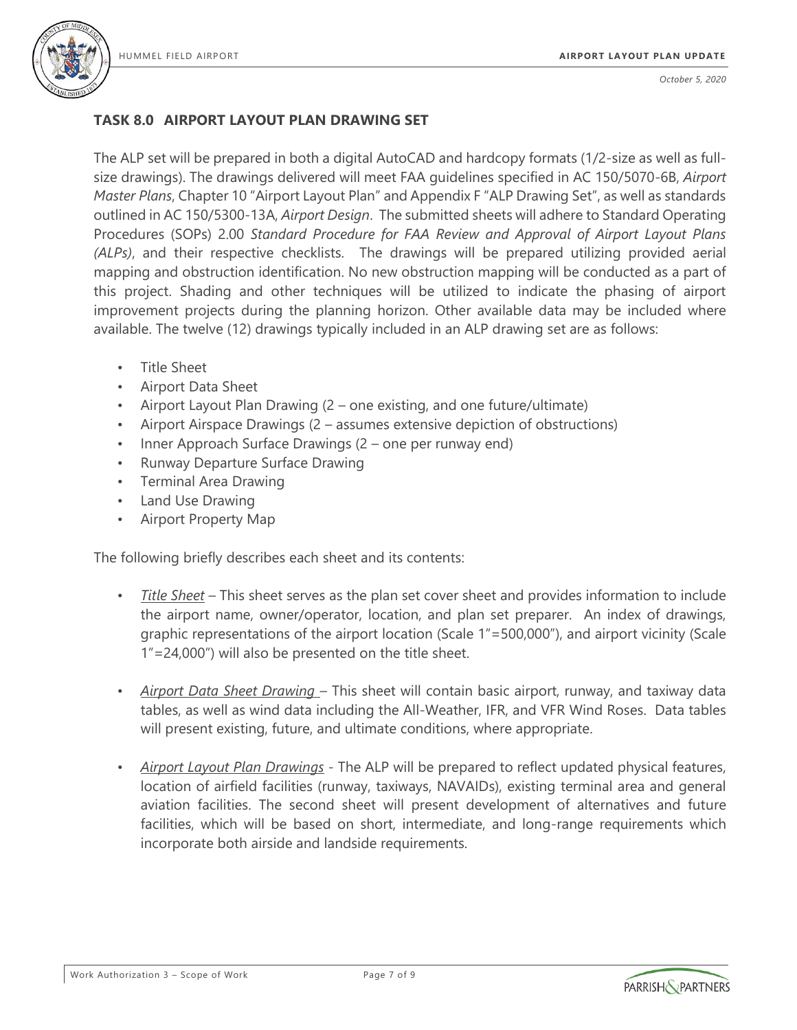### TASK 8.0 AIRPORT LAYOUT PLAN DRAWING SET

The ALP set will be prepared in both a digital AutoCAD and hardcopy formats (1/2-size as well as full-size drawings). The drawings delivered will meet FAA guidelines specified in AC 150/5070-6B, *Airport Master Plans*, Chapter 10 "Airport Layout Plan" and Appendix F "ALP Drawing Set", as well as standards outlined in AC 150/5300-13A, *Airport Design*. The submitted sheets will adhere to Standard Operating Procedures (SOPs) 2.00 *Standard Procedure for FAA Review and Approval of Airport Layout Plans (ALPs)*, and their respective checklists. The drawings will be prepared utilizing provided aerial mapping and obstruction identification. No new obstruction mapping will be conducted as a part of this project. Shading and other techniques will be utilized to indicate the phasing of airport improvement projects during the planning horizon. Other available data may be included where available. The twelve (12) drawings typically included in an ALP drawing set are as follows:

- Title Sheet
- Airport Data Sheet
- Airport Layout Plan Drawing (2 – one existing, and one future/ultimate)
- Airport Airspace Drawings (2 – assumes extensive depiction of obstructions)
- Inner Approach Surface Drawings (2 – one per runway end)
- Runway Departure Surface Drawing
- Terminal Area Drawing
- Land Use Drawing
- Airport Property Map

The following briefly describes each sheet and its contents:

- *Title Sheet* – This sheet serves as the plan set cover sheet and provides information to include the airport name, owner/operator, location, and plan set preparer. An index of drawings, graphic representations of the airport location (Scale 1"=500,000"), and airport vicinity (Scale 1"=24,000") will also be presented on the title sheet.
- *Airport Data Sheet Drawing* – This sheet will contain basic airport, runway, and taxiway data tables, as well as wind data including the All-Weather, IFR, and VFR Wind Roses. Data tables will present existing, future, and ultimate conditions, where appropriate.
- *Airport Layout Plan Drawings* - The ALP will be prepared to reflect updated physical features, location of airfield facilities (runway, taxiways, NAVAIDs), existing terminal area and general aviation facilities. The second sheet will present development of alternatives and future facilities, which will be based on short, intermediate, and long-range requirements which incorporate both airside and landside requirements.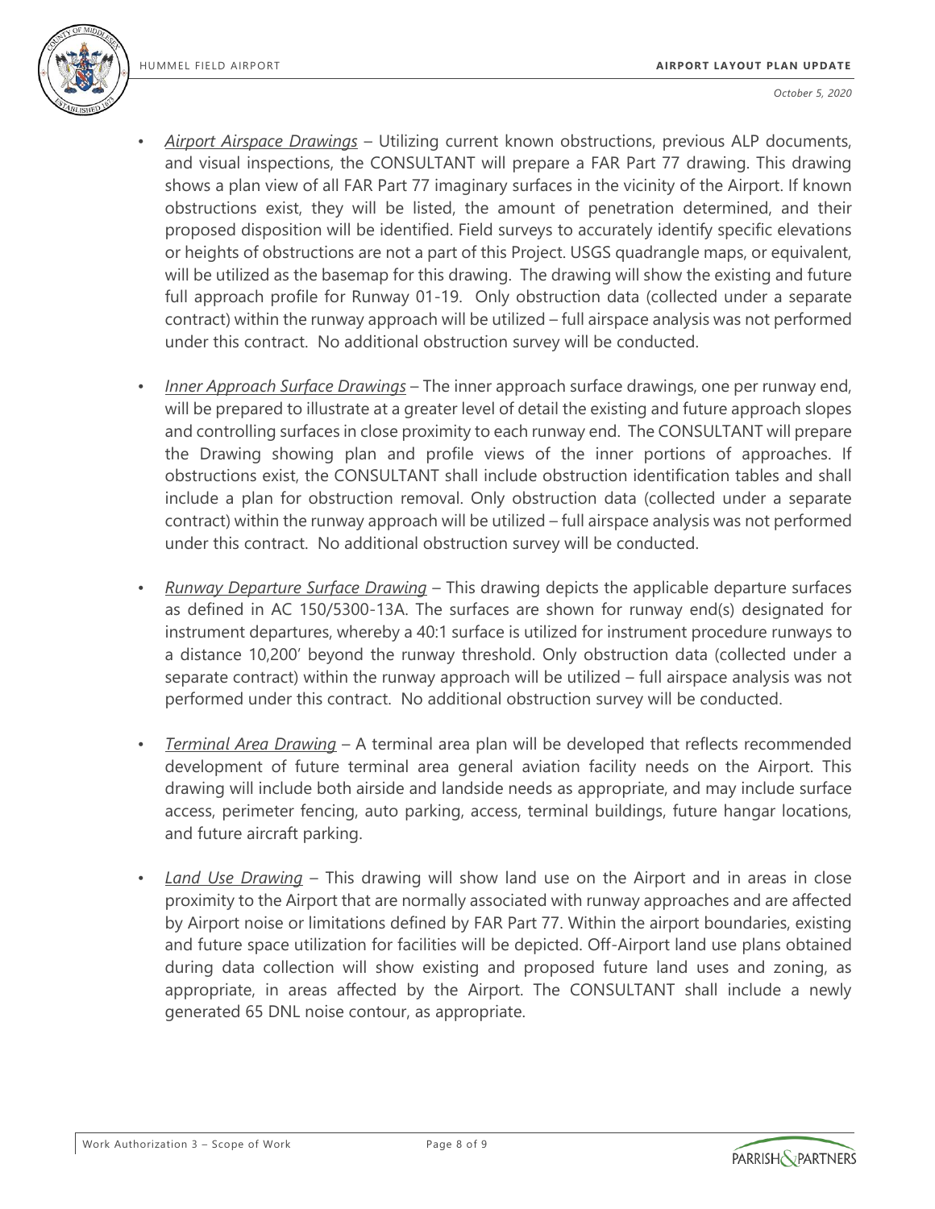- *Airport Airspace Drawings* – Utilizing current known obstructions, previous ALP documents, and visual inspections, the CONSULTANT will prepare a FAR Part 77 drawing. This drawing shows a plan view of all FAR Part 77 imaginary surfaces in the vicinity of the Airport. If known obstructions exist, they will be listed, the amount of penetration determined, and their proposed disposition will be identified. Field surveys to accurately identify specific elevations or heights of obstructions are not a part of this Project. USGS quadrangle maps, or equivalent, will be utilized as the basemap for this drawing. The drawing will show the existing and future full approach profile for Runway 01-19. Only obstruction data (collected under a separate contract) within the runway approach will be utilized – full airspace analysis was not performed under this contract. No additional obstruction survey will be conducted.

- *Inner Approach Surface Drawings* – The inner approach surface drawings, one per runway end, will be prepared to illustrate at a greater level of detail the existing and future approach slopes and controlling surfaces in close proximity to each runway end. The CONSULTANT will prepare the Drawing showing plan and profile views of the inner portions of approaches. If obstructions exist, the CONSULTANT shall include obstruction identification tables and shall include a plan for obstruction removal. Only obstruction data (collected under a separate contract) within the runway approach will be utilized – full airspace analysis was not performed under this contract. No additional obstruction survey will be conducted.

- *Runway Departure Surface Drawing* – This drawing depicts the applicable departure surfaces as defined in AC 150/5300-13A. The surfaces are shown for runway end(s) designated for instrument departures, whereby a 40:1 surface is utilized for instrument procedure runways to a distance 10,200' beyond the runway threshold. Only obstruction data (collected under a separate contract) within the runway approach will be utilized – full airspace analysis was not performed under this contract. No additional obstruction survey will be conducted.

- *Terminal Area Drawing* – A terminal area plan will be developed that reflects recommended development of future terminal area general aviation facility needs on the Airport. This drawing will include both airside and landside needs as appropriate, and may include surface access, perimeter fencing, auto parking, access, terminal buildings, future hangar locations, and future aircraft parking.

- *Land Use Drawing* – This drawing will show land use on the Airport and in areas in close proximity to the Airport that are normally associated with runway approaches and are affected by Airport noise or limitations defined by FAR Part 77. Within the airport boundaries, existing and future space utilization for facilities will be depicted. Off-Airport land use plans obtained during data collection will show existing and proposed future land uses and zoning, as appropriate, in areas affected by the Airport. The CONSULTANT shall include a newly generated 65 DNL noise contour, as appropriate.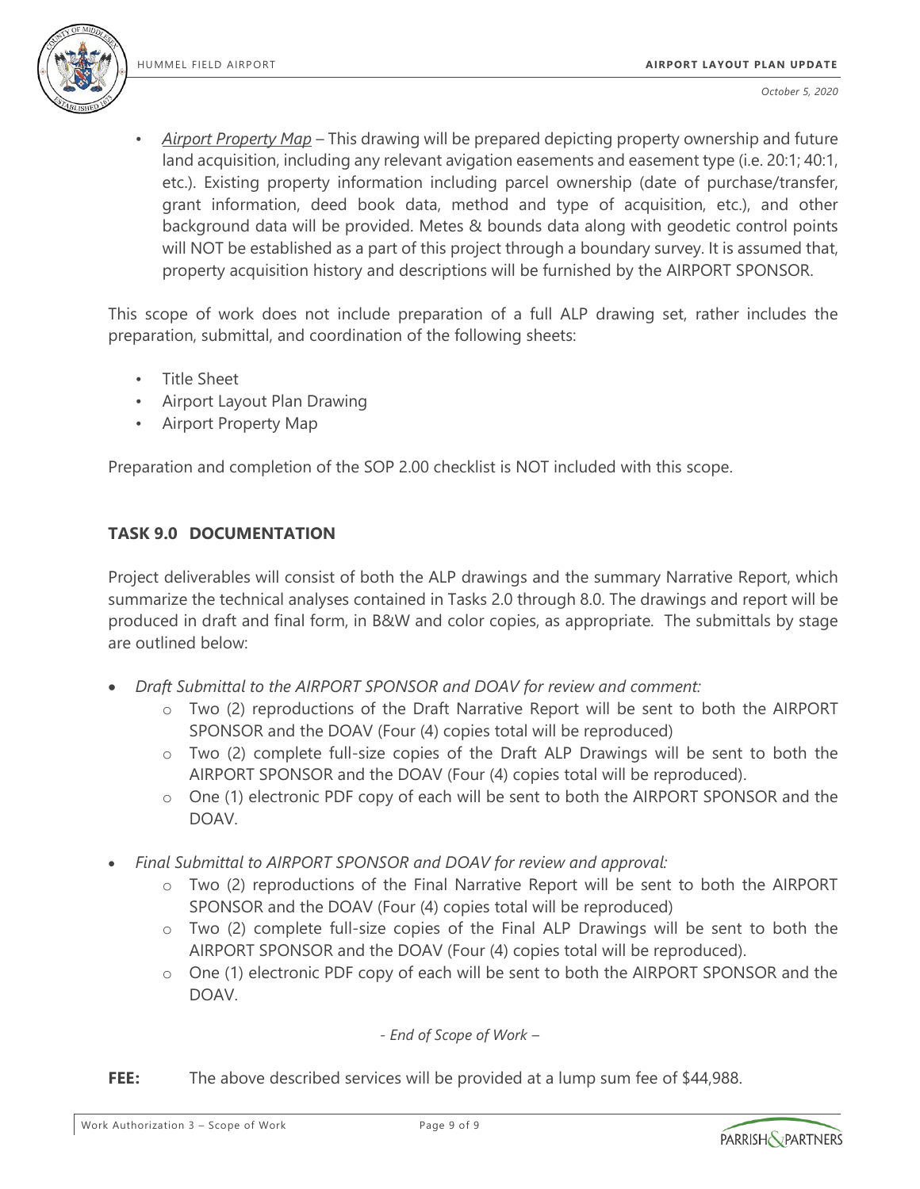- *Airport Property Map* – This drawing will be prepared depicting property ownership and future land acquisition, including any relevant avigation easements and easement type (i.e. 20:1; 40:1, etc.). Existing property information including parcel ownership (date of purchase/transfer, grant information, deed book data, method and type of acquisition, etc.), and other background data will be provided. Metes & bounds data along with geodetic control points will NOT be established as a part of this project through a boundary survey. It is assumed that, property acquisition history and descriptions will be furnished by the AIRPORT SPONSOR.

This scope of work does not include preparation of a full ALP drawing set, rather includes the preparation, submittal, and coordination of the following sheets:

- Title Sheet
- Airport Layout Plan Drawing
- Airport Property Map

Preparation and completion of the SOP 2.00 checklist is NOT included with this scope.

## TASK 9.0 DOCUMENTATION

Project deliverables will consist of both the ALP drawings and the summary Narrative Report, which summarize the technical analyses contained in Tasks 2.0 through 8.0. The drawings and report will be produced in draft and final form, in B&W and color copies, as appropriate. The submittals by stage are outlined below:

- *Draft Submittal to the AIRPORT SPONSOR and DOAV for review and comment:*
  - Two (2) reproductions of the Draft Narrative Report will be sent to both the AIRPORT SPONSOR and the DOAV (Four (4) copies total will be reproduced)
  - Two (2) complete full-size copies of the Draft ALP Drawings will be sent to both the AIRPORT SPONSOR and the DOAV (Four (4) copies total will be reproduced).
  - One (1) electronic PDF copy of each will be sent to both the AIRPORT SPONSOR and the DOAV.
- *Final Submittal to AIRPORT SPONSOR and DOAV for review and approval:*
  - Two (2) reproductions of the Final Narrative Report will be sent to both the AIRPORT SPONSOR and the DOAV (Four (4) copies total will be reproduced)
  - Two (2) complete full-size copies of the Final ALP Drawings will be sent to both the AIRPORT SPONSOR and the DOAV (Four (4) copies total will be reproduced).
  - One (1) electronic PDF copy of each will be sent to both the AIRPORT SPONSOR and the DOAV.

*- End of Scope of Work –*

**FEE:** The above described services will be provided at a lump sum fee of $44,988.